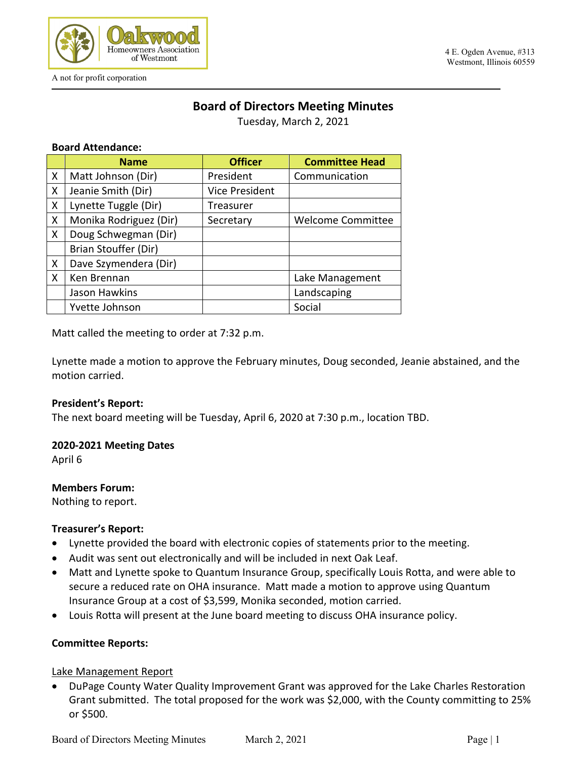Oakwood Homeowners Association of Westmont

A not for profit corporation

4 E. Ogden Avenue, #313
Westmont, Illinois 60559

# Board of Directors Meeting Minutes

Tuesday, March 2, 2021

**Board Attendance:**

| | Name | Officer | Committee Head |
|---|---|---|---|
| X | Matt Johnson (Dir) | President | Communication |
| X | Jeanie Smith (Dir) | Vice President | |
| X | Lynette Tuggle (Dir) | Treasurer | |
| X | Monika Rodriguez (Dir) | Secretary | Welcome Committee |
| X | Doug Schwegman (Dir) | | |
| | Brian Stouffer (Dir) | | |
| X | Dave Szymendera (Dir) | | |
| X | Ken Brennan | | Lake Management |
| | Jason Hawkins | | Landscaping |
| | Yvette Johnson | | Social |

Matt called the meeting to order at 7:32 p.m.

Lynette made a motion to approve the February minutes, Doug seconded, Jeanie abstained, and the motion carried.

**President's Report:**

The next board meeting will be Tuesday, April 6, 2020 at 7:30 p.m., location TBD.

**2020-2021 Meeting Dates**

April 6

**Members Forum:**

Nothing to report.

**Treasurer's Report:**

- Lynette provided the board with electronic copies of statements prior to the meeting.
- Audit was sent out electronically and will be included in next Oak Leaf.
- Matt and Lynette spoke to Quantum Insurance Group, specifically Louis Rotta, and were able to secure a reduced rate on OHA insurance. Matt made a motion to approve using Quantum Insurance Group at a cost of $3,599, Monika seconded, motion carried.
- Louis Rotta will present at the June board meeting to discuss OHA insurance policy.

**Committee Reports:**

Lake Management Report

- DuPage County Water Quality Improvement Grant was approved for the Lake Charles Restoration Grant submitted. The total proposed for the work was $2,000, with the County committing to 25% or $500.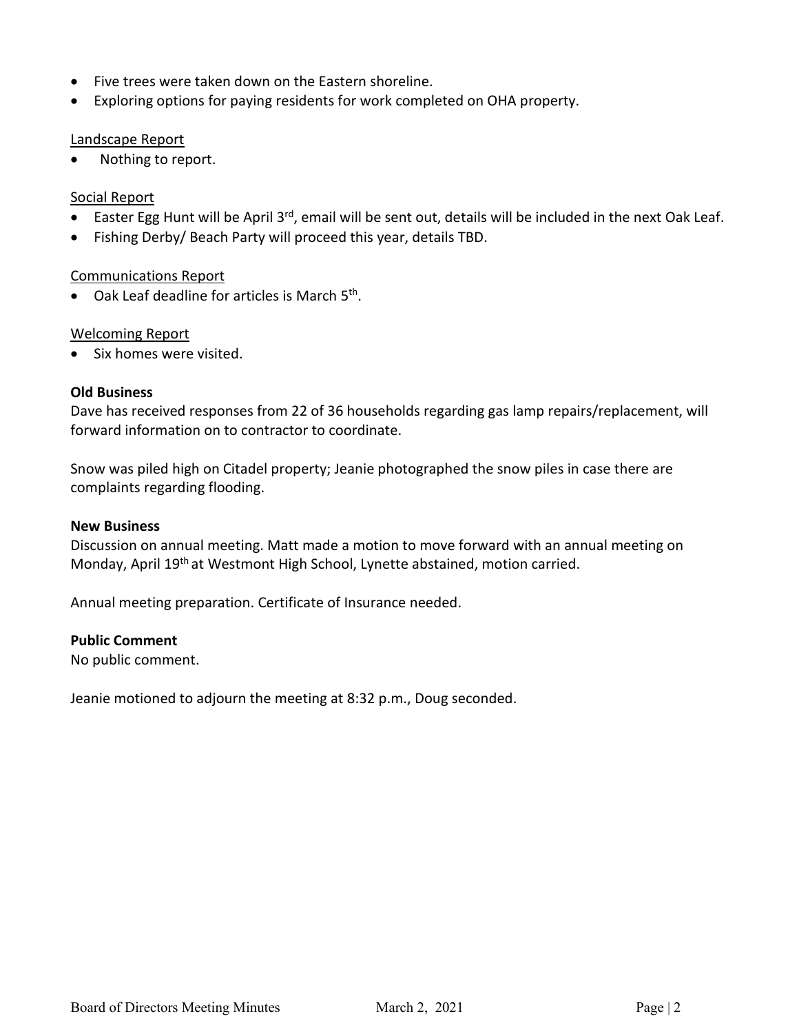- Five trees were taken down on the Eastern shoreline.
- Exploring options for paying residents for work completed on OHA property.

Landscape Report

- Nothing to report.

Social Report

- Easter Egg Hunt will be April 3rd, email will be sent out, details will be included in the next Oak Leaf.
- Fishing Derby/ Beach Party will proceed this year, details TBD.

Communications Report

- Oak Leaf deadline for articles is March 5th.

Welcoming Report

- Six homes were visited.

**Old Business**

Dave has received responses from 22 of 36 households regarding gas lamp repairs/replacement, will forward information on to contractor to coordinate.

Snow was piled high on Citadel property; Jeanie photographed the snow piles in case there are complaints regarding flooding.

**New Business**

Discussion on annual meeting. Matt made a motion to move forward with an annual meeting on Monday, April 19th at Westmont High School, Lynette abstained, motion carried.

Annual meeting preparation. Certificate of Insurance needed.

**Public Comment**

No public comment.

Jeanie motioned to adjourn the meeting at 8:32 p.m., Doug seconded.